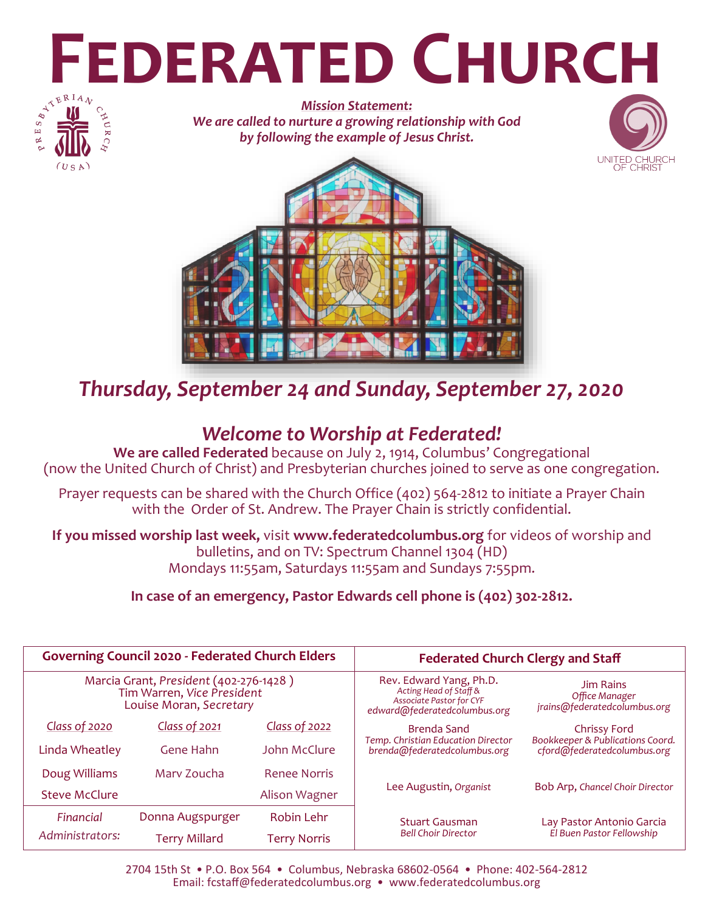# FEDERATED CHURCH

***Mission Statement:***
***We are called to nurture a growing relationship with God by following the example of Jesus Christ.***

## *Thursday, September 24 and Sunday, September 27, 2020*

## *Welcome to Worship at Federated!*

**We are called Federated** because on July 2, 1914, Columbus' Congregational (now the United Church of Christ) and Presbyterian churches joined to serve as one congregation.

Prayer requests can be shared with the Church Office (402) 564-2812 to initiate a Prayer Chain with the Order of St. Andrew. The Prayer Chain is strictly confidential.

**If you missed worship last week,** visit **www.federatedcolumbus.org** for videos of worship and bulletins, and on TV: Spectrum Channel 1304 (HD) Mondays 11:55am, Saturdays 11:55am and Sundays 7:55pm.

**In case of an emergency, Pastor Edwards cell phone is (402) 302-2812.**

| Governing Council 2020 - Federated Church Elders | | |
|---|---|---|
| Marcia Grant, *President* (402-276-1428 ) | | |
| Tim Warren, *Vice President* | | |
| Louise Moran, *Secretary* | | |
| *Class of 2020* | *Class of 2021* | *Class of 2022* |
| Linda Wheatley | Gene Hahn | John McClure |
| Doug Williams | Marv Zoucha | Renee Norris |
| Steve McClure | | Alison Wagner |
| *Financial Administrators:* | Donna Augspurger | Robin Lehr |
| | Terry Millard | Terry Norris |

| Federated Church Clergy and Staff | |
|---|---|
| Rev. Edward Yang, Ph.D.<br>*Acting Head of Staff & Associate Pastor for CYF*<br>*edward@federatedcolumbus.org* | Jim Rains<br>*Office Manager*<br>*jrains@federatedcolumbus.org* |
| Brenda Sand<br>*Temp. Christian Education Director*<br>*brenda@federatedcolumbus.org* | Chrissy Ford<br>*Bookkeeper & Publications Coord.*<br>*cford@federatedcolumbus.org* |
| Lee Augustin, *Organist* | Bob Arp, *Chancel Choir Director* |
| Stuart Gausman<br>*Bell Choir Director* | Lay Pastor Antonio Garcia<br>*El Buen Pastor Fellowship* |

2704 15th St • P.O. Box 564 • Columbus, Nebraska 68602-0564 • Phone: 402-564-2812
Email: fcstaff@federatedcolumbus.org • www.federatedcolumbus.org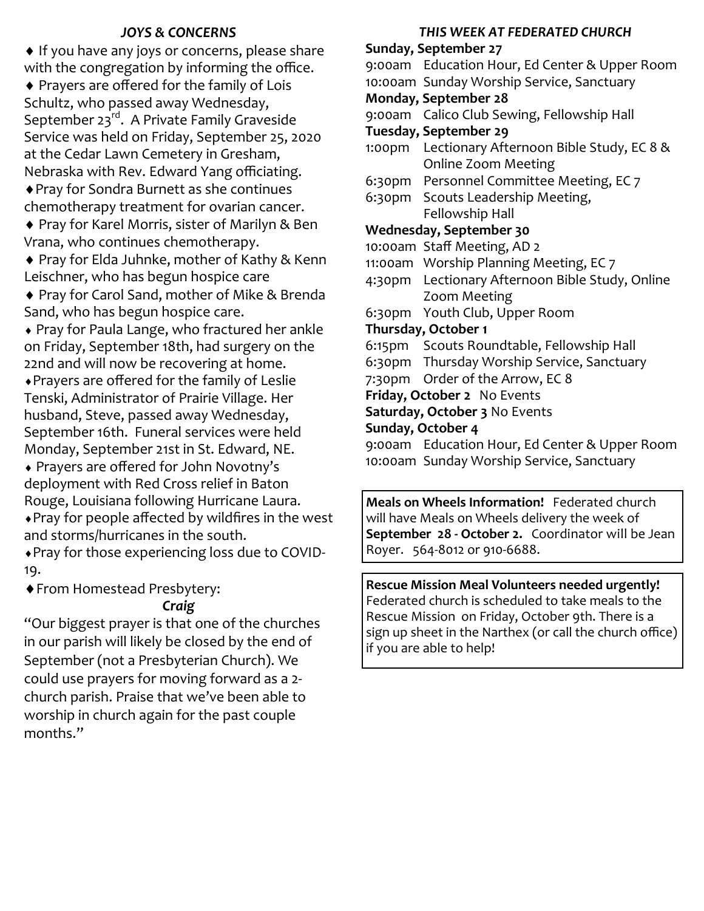### *JOYS & CONCERNS*

- ♦ If you have any joys or concerns, please share with the congregation by informing the office.
- ♦ Prayers are offered for the family of Lois Schultz, who passed away Wednesday, September 23rd. A Private Family Graveside Service was held on Friday, September 25, 2020 at the Cedar Lawn Cemetery in Gresham, Nebraska with Rev. Edward Yang officiating.
- ♦ Pray for Sondra Burnett as she continues chemotherapy treatment for ovarian cancer.
- ♦ Pray for Karel Morris, sister of Marilyn & Ben Vrana, who continues chemotherapy.
- ♦ Pray for Elda Juhnke, mother of Kathy & Kenn Leischner, who has begun hospice care
- ♦ Pray for Carol Sand, mother of Mike & Brenda Sand, who has begun hospice care.
- ♦ Pray for Paula Lange, who fractured her ankle on Friday, September 18th, had surgery on the 22nd and will now be recovering at home.
- ♦ Prayers are offered for the family of Leslie Tenski, Administrator of Prairie Village. Her husband, Steve, passed away Wednesday, September 16th. Funeral services were held Monday, September 21st in St. Edward, NE.
- ♦ Prayers are offered for John Novotny's deployment with Red Cross relief in Baton Rouge, Louisiana following Hurricane Laura.
- ♦ Pray for people affected by wildfires in the west and storms/hurricanes in the south.
- ♦ Pray for those experiencing loss due to COVID-19.
- ♦ From Homestead Presbytery:

***Craig***

"Our biggest prayer is that one of the churches in our parish will likely be closed by the end of September (not a Presbyterian Church). We could use prayers for moving forward as a 2-church parish. Praise that we've been able to worship in church again for the past couple months."

### *THIS WEEK AT FEDERATED CHURCH*

**Sunday, September 27**

9:00am Education Hour, Ed Center & Upper Room
10:00am Sunday Worship Service, Sanctuary

**Monday, September 28**

9:00am Calico Club Sewing, Fellowship Hall

**Tuesday, September 29**

1:00pm Lectionary Afternoon Bible Study, EC 8 & Online Zoom Meeting
6:30pm Personnel Committee Meeting, EC 7
6:30pm Scouts Leadership Meeting, Fellowship Hall

**Wednesday, September 30**

10:00am Staff Meeting, AD 2
11:00am Worship Planning Meeting, EC 7
4:30pm Lectionary Afternoon Bible Study, Online Zoom Meeting
6:30pm Youth Club, Upper Room

**Thursday, October 1**

6:15pm Scouts Roundtable, Fellowship Hall
6:30pm Thursday Worship Service, Sanctuary
7:30pm Order of the Arrow, EC 8

**Friday, October 2** No Events

**Saturday, October 3** No Events

**Sunday, October 4**

9:00am Education Hour, Ed Center & Upper Room
10:00am Sunday Worship Service, Sanctuary

**Meals on Wheels Information!** Federated church will have Meals on Wheels delivery the week of **September 28 - October 2.** Coordinator will be Jean Royer. 564-8012 or 910-6688.

**Rescue Mission Meal Volunteers needed urgently!** Federated church is scheduled to take meals to the Rescue Mission on Friday, October 9th. There is a sign up sheet in the Narthex (or call the church office) if you are able to help!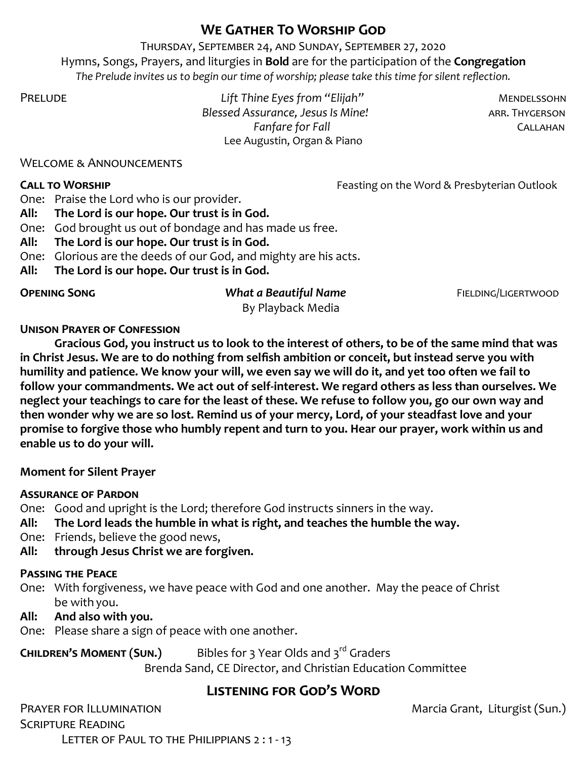# We Gather To Worship God

Thursday, September 24, and Sunday, September 27, 2020

Hymns, Songs, Prayers, and liturgies in **Bold** are for the participation of the **Congregation**

*The Prelude invites us to begin our time of worship; please take this time for silent reflection.*

Prelude — *Lift Thine Eyes from "Elijah"* — Mendelssohn
*Blessed Assurance, Jesus Is Mine!* — arr. Thygerson
*Fanfare for Fall* — Callahan
Lee Augustin, Organ & Piano

Welcome & Announcements

**Call to Worship** — Feasting on the Word & Presbyterian Outlook

One: Praise the Lord who is our provider.
**All: The Lord is our hope. Our trust is in God.**
One: God brought us out of bondage and has made us free.
**All: The Lord is our hope. Our trust is in God.**
One: Glorious are the deeds of our God, and mighty are his acts.
**All: The Lord is our hope. Our trust is in God.**

**Opening Song** — ***What a Beautiful Name*** — Fielding/Ligertwood
By Playback Media

**Unison Prayer of Confession**

**Gracious God, you instruct us to look to the interest of others, to be of the same mind that was in Christ Jesus. We are to do nothing from selfish ambition or conceit, but instead serve you with humility and patience. We know your will, we even say we will do it, and yet too often we fail to follow your commandments. We act out of self-interest. We regard others as less than ourselves. We neglect your teachings to care for the least of these. We refuse to follow you, go our own way and then wonder why we are so lost. Remind us of your mercy, Lord, of your steadfast love and your promise to forgive those who humbly repent and turn to you. Hear our prayer, work within us and enable us to do your will.**

**Moment for Silent Prayer**

**Assurance of Pardon**

One: Good and upright is the Lord; therefore God instructs sinners in the way.
**All: The Lord leads the humble in what is right, and teaches the humble the way.**
One: Friends, believe the good news,
**All: through Jesus Christ we are forgiven.**

**Passing the Peace**

One: With forgiveness, we have peace with God and one another. May the peace of Christ be with you.
**All: And also with you.**
One: Please share a sign of peace with one another.

**Children's Moment (Sun.)** — Bibles for 3 Year Olds and 3rd Graders
Brenda Sand, CE Director, and Christian Education Committee

# Listening for God's Word

Prayer for Illumination — Marcia Grant, Liturgist (Sun.)

Scripture Reading

Letter of Paul to the Philippians 2 : 1 - 13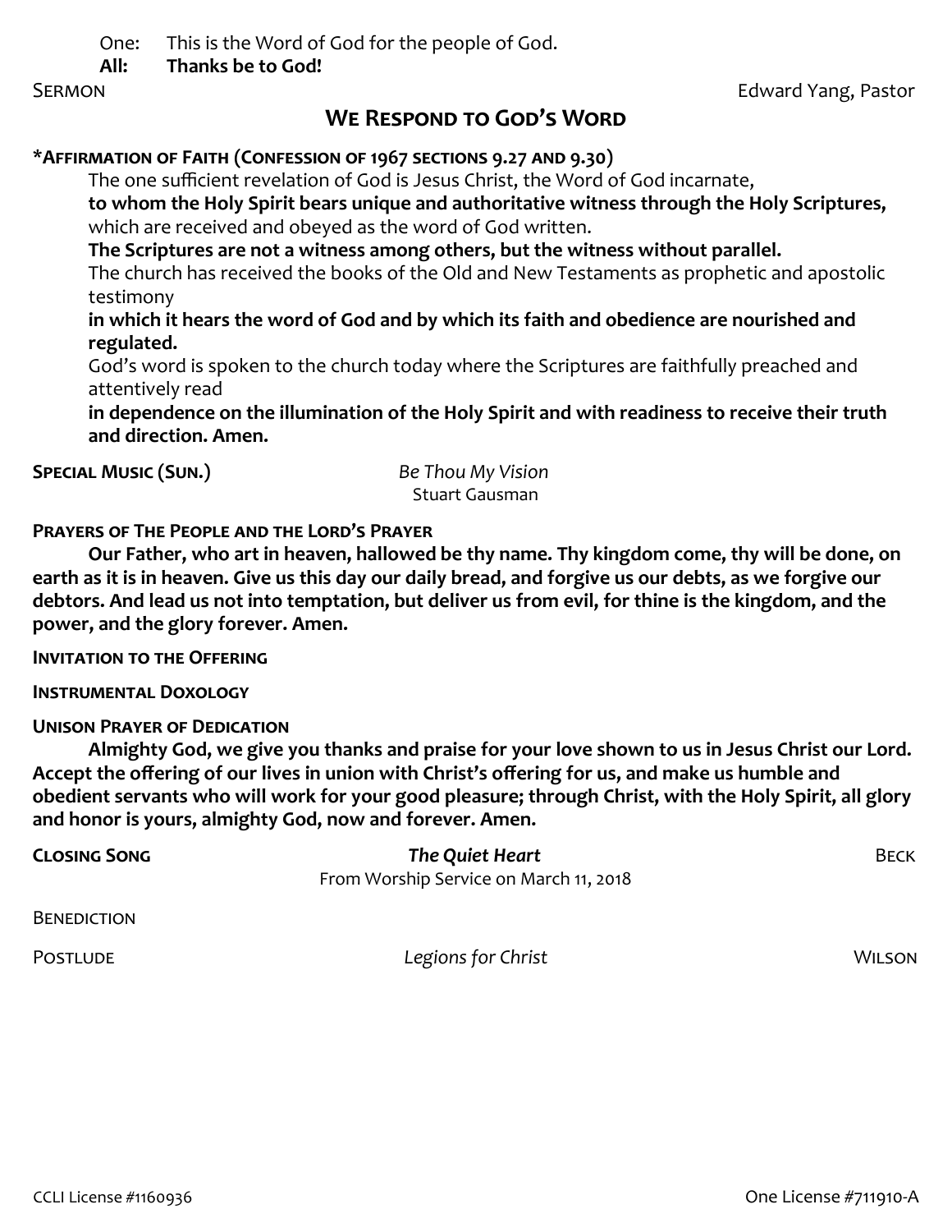One: This is the Word of God for the people of God.

**All: Thanks be to God!**

SERMON Edward Yang, Pastor

## WE RESPOND TO GOD'S WORD

**\*AFFIRMATION OF FAITH (CONFESSION OF 1967 SECTIONS 9.27 AND 9.30)**

The one sufficient revelation of God is Jesus Christ, the Word of God incarnate,

**to whom the Holy Spirit bears unique and authoritative witness through the Holy Scriptures,**

which are received and obeyed as the word of God written.

**The Scriptures are not a witness among others, but the witness without parallel.**

The church has received the books of the Old and New Testaments as prophetic and apostolic testimony

**in which it hears the word of God and by which its faith and obedience are nourished and regulated.**

God's word is spoken to the church today where the Scriptures are faithfully preached and attentively read

**in dependence on the illumination of the Holy Spirit and with readiness to receive their truth and direction. Amen.**

**SPECIAL MUSIC (SUN.)** *Be Thou My Vision*
Stuart Gausman

**PRAYERS OF THE PEOPLE AND THE LORD'S PRAYER**

**Our Father, who art in heaven, hallowed be thy name. Thy kingdom come, thy will be done, on earth as it is in heaven. Give us this day our daily bread, and forgive us our debts, as we forgive our debtors. And lead us not into temptation, but deliver us from evil, for thine is the kingdom, and the power, and the glory forever. Amen.**

**INVITATION TO THE OFFERING**

**INSTRUMENTAL DOXOLOGY**

**UNISON PRAYER OF DEDICATION**

**Almighty God, we give you thanks and praise for your love shown to us in Jesus Christ our Lord. Accept the offering of our lives in union with Christ's offering for us, and make us humble and obedient servants who will work for your good pleasure; through Christ, with the Holy Spirit, all glory and honor is yours, almighty God, now and forever. Amen.**

**CLOSING SONG** ***The Quiet Heart*** BECK
From Worship Service on March 11, 2018

BENEDICTION

POSTLUDE *Legions for Christ* WILSON

CCLI License #1160936 One License #711910-A